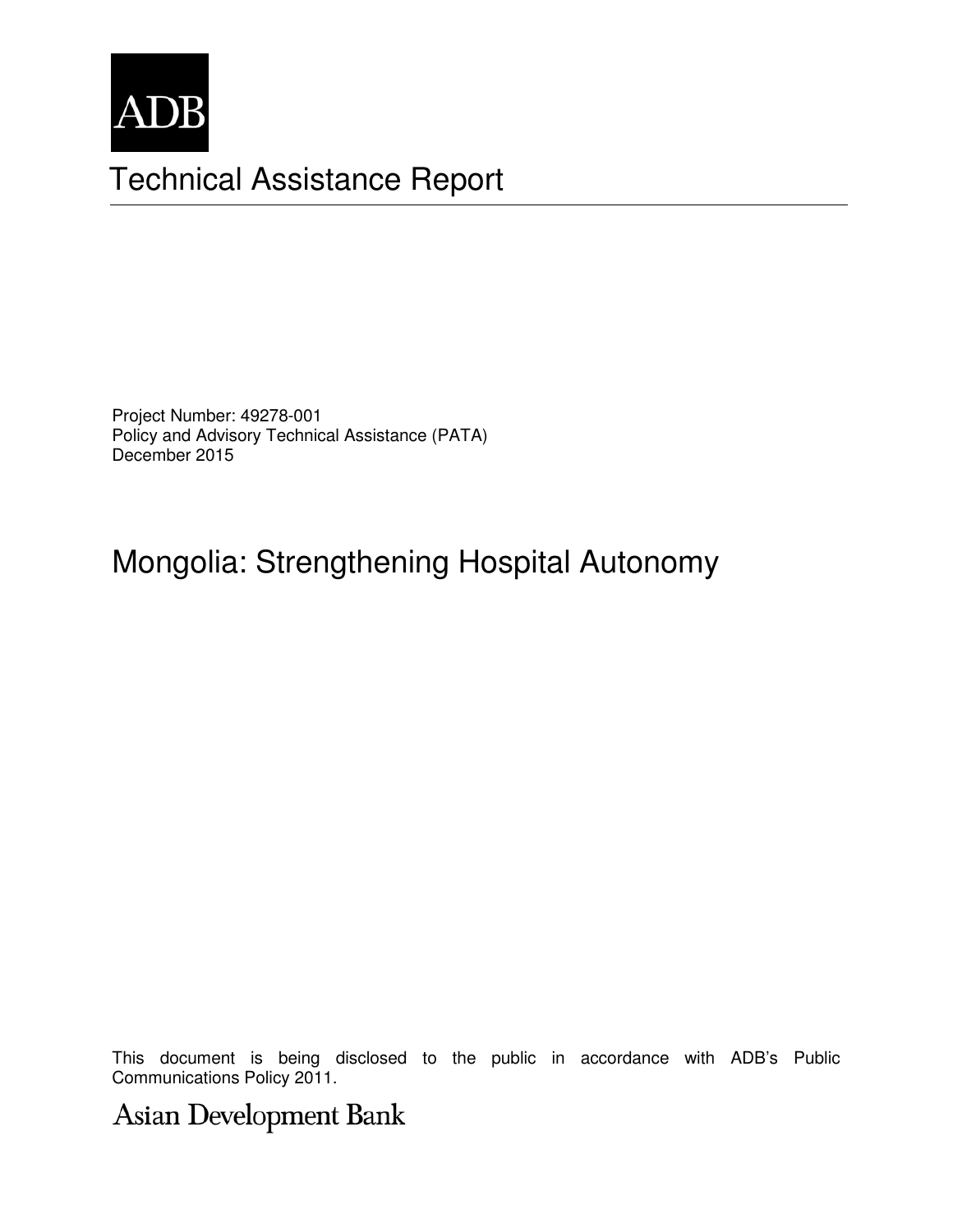ADB

# Technical Assistance Report

Project Number: 49278-001
Policy and Advisory Technical Assistance (PATA)
December 2015

## Mongolia: Strengthening Hospital Autonomy

This document is being disclosed to the public in accordance with ADB's Public Communications Policy 2011.

Asian Development Bank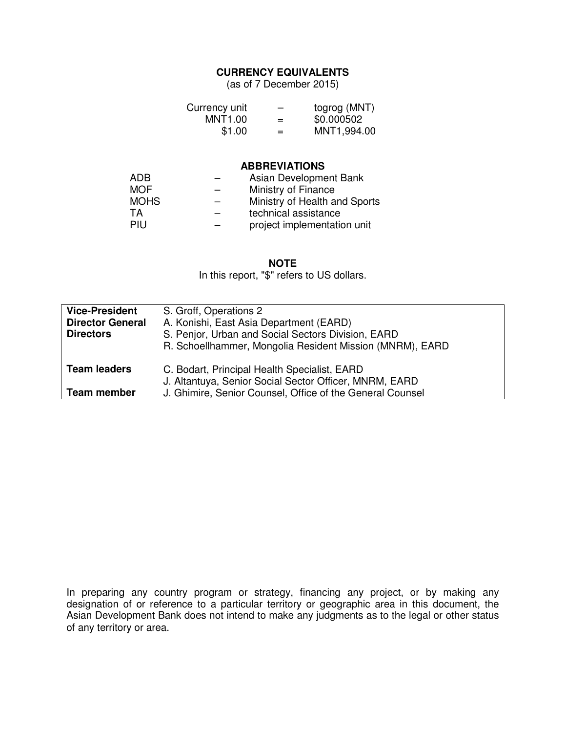## CURRENCY EQUIVALENTS

(as of 7 December 2015)

| Currency unit | – | togrog (MNT) |
|---|---|---|
| MNT1.00 | = | $0.000502 |
| $1.00 | = | MNT1,994.00 |

## ABBREVIATIONS

| | | |
|---|---|---|
| ADB | – | Asian Development Bank |
| MOF | – | Ministry of Finance |
| MOHS | – | Ministry of Health and Sports |
| TA | – | technical assistance |
| PIU | – | project implementation unit |

## NOTE

In this report, "$" refers to US dollars.

| | |
|---|---|
| **Vice-President** | S. Groff, Operations 2 |
| **Director General** | A. Konishi, East Asia Department (EARD) |
| **Directors** | S. Penjor, Urban and Social Sectors Division, EARD |
| | R. Schoellhammer, Mongolia Resident Mission (MNRM), EARD |
| **Team leaders** | C. Bodart, Principal Health Specialist, EARD |
| | J. Altantuya, Senior Social Sector Officer, MNRM, EARD |
| **Team member** | J. Ghimire, Senior Counsel, Office of the General Counsel |

In preparing any country program or strategy, financing any project, or by making any designation of or reference to a particular territory or geographic area in this document, the Asian Development Bank does not intend to make any judgments as to the legal or other status of any territory or area.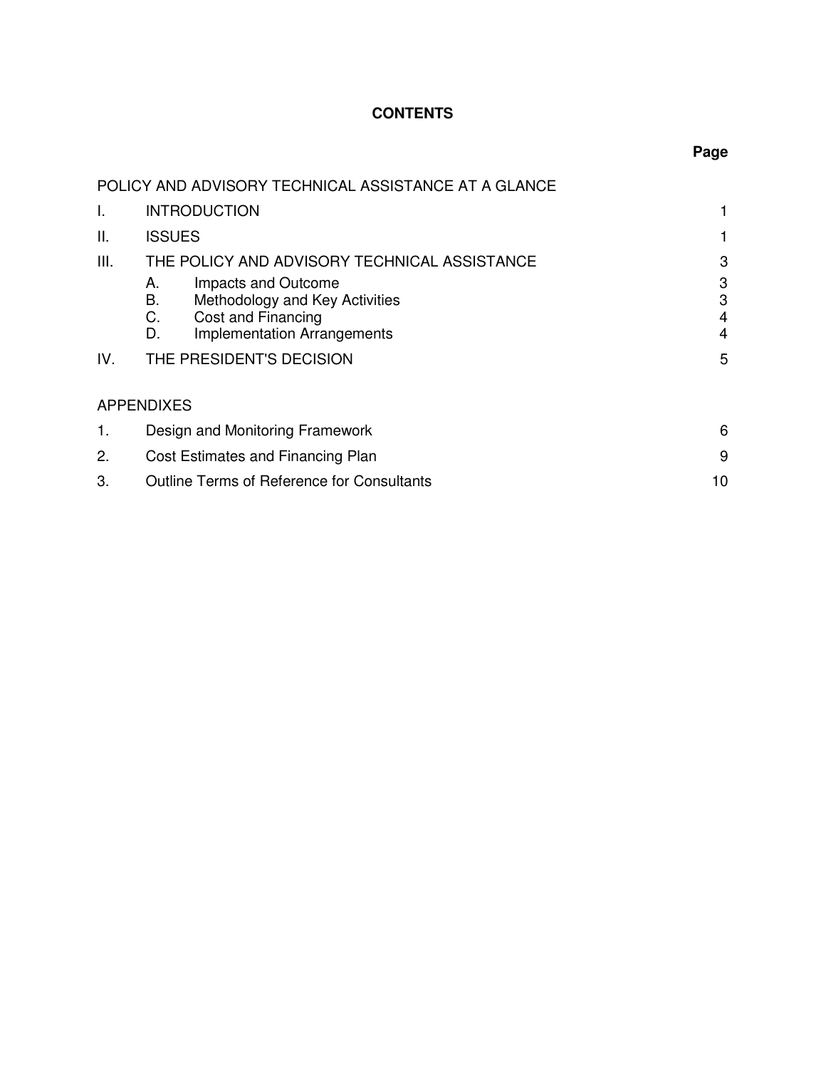# CONTENTS

| | | Page |
|---|---|---|
| POLICY AND ADVISORY TECHNICAL ASSISTANCE AT A GLANCE | | |
| I. | INTRODUCTION | 1 |
| II. | ISSUES | 1 |
| III. | THE POLICY AND ADVISORY TECHNICAL ASSISTANCE | 3 |
| | A. Impacts and Outcome | 3 |
| | B. Methodology and Key Activities | 3 |
| | C. Cost and Financing | 4 |
| | D. Implementation Arrangements | 4 |
| IV. | THE PRESIDENT'S DECISION | 5 |

APPENDIXES

| | | |
|---|---|---|
| 1. | Design and Monitoring Framework | 6 |
| 2. | Cost Estimates and Financing Plan | 9 |
| 3. | Outline Terms of Reference for Consultants | 10 |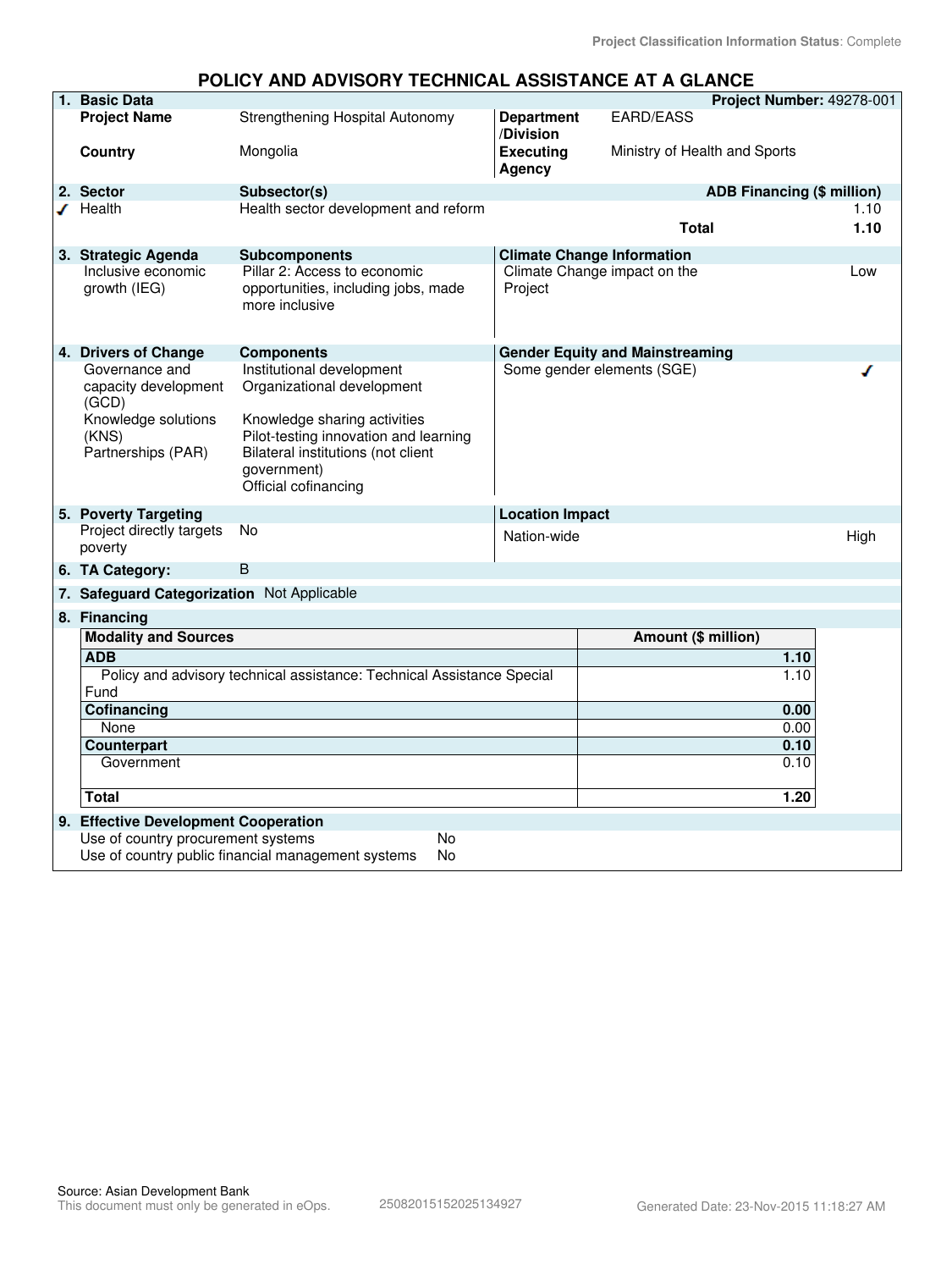Project Classification Information Status: Complete

# POLICY AND ADVISORY TECHNICAL ASSISTANCE AT A GLANCE

| **1. Basic Data** | | | **Project Number:** 49278-001 |
|---|---|---|---|
| **Project Name** | Strengthening Hospital Autonomy | **Department /Division** | EARD/EASS |
| **Country** | Mongolia | **Executing Agency** | Ministry of Health and Sports |

| **2. Sector** | **Subsector(s)** | **ADB Financing ($ million)** |
|---|---|---|
| ✓ Health | Health sector development and reform | 1.10 |
| | **Total** | **1.10** |

| **3. Strategic Agenda** | **Subcomponents** | **Climate Change Information** | |
|---|---|---|---|
| Inclusive economic growth (IEG) | Pillar 2: Access to economic opportunities, including jobs, made more inclusive | Climate Change impact on the Project | Low |

| **4. Drivers of Change** | **Components** | **Gender Equity and Mainstreaming** | |
|---|---|---|---|
| Governance and capacity development (GCD) | Institutional development<br>Organizational development | Some gender elements (SGE) | ✓ |
| Knowledge solutions (KNS) | Knowledge sharing activities<br>Pilot-testing innovation and learning | | |
| Partnerships (PAR) | Bilateral institutions (not client government)<br>Official cofinancing | | |

| **5. Poverty Targeting** | | **Location Impact** | |
|---|---|---|---|
| Project directly targets poverty | No | Nation-wide | High |

**6. TA Category:** B

**7. Safeguard Categorization** Not Applicable

**8. Financing**

| **Modality and Sources** | **Amount ($ million)** |
|---|---|
| **ADB** | **1.10** |
| Policy and advisory technical assistance: Technical Assistance Special Fund | 1.10 |
| **Cofinancing** | **0.00** |
| None | 0.00 |
| **Counterpart** | **0.10** |
| Government | 0.10 |
| **Total** | **1.20** |

**9. Effective Development Cooperation**

| | |
|---|---|
| Use of country procurement systems | No |
| Use of country public financial management systems | No |

Source: Asian Development Bank
This document must only be generated in eOps. 25082015152025134927 Generated Date: 23-Nov-2015 11:18:27 AM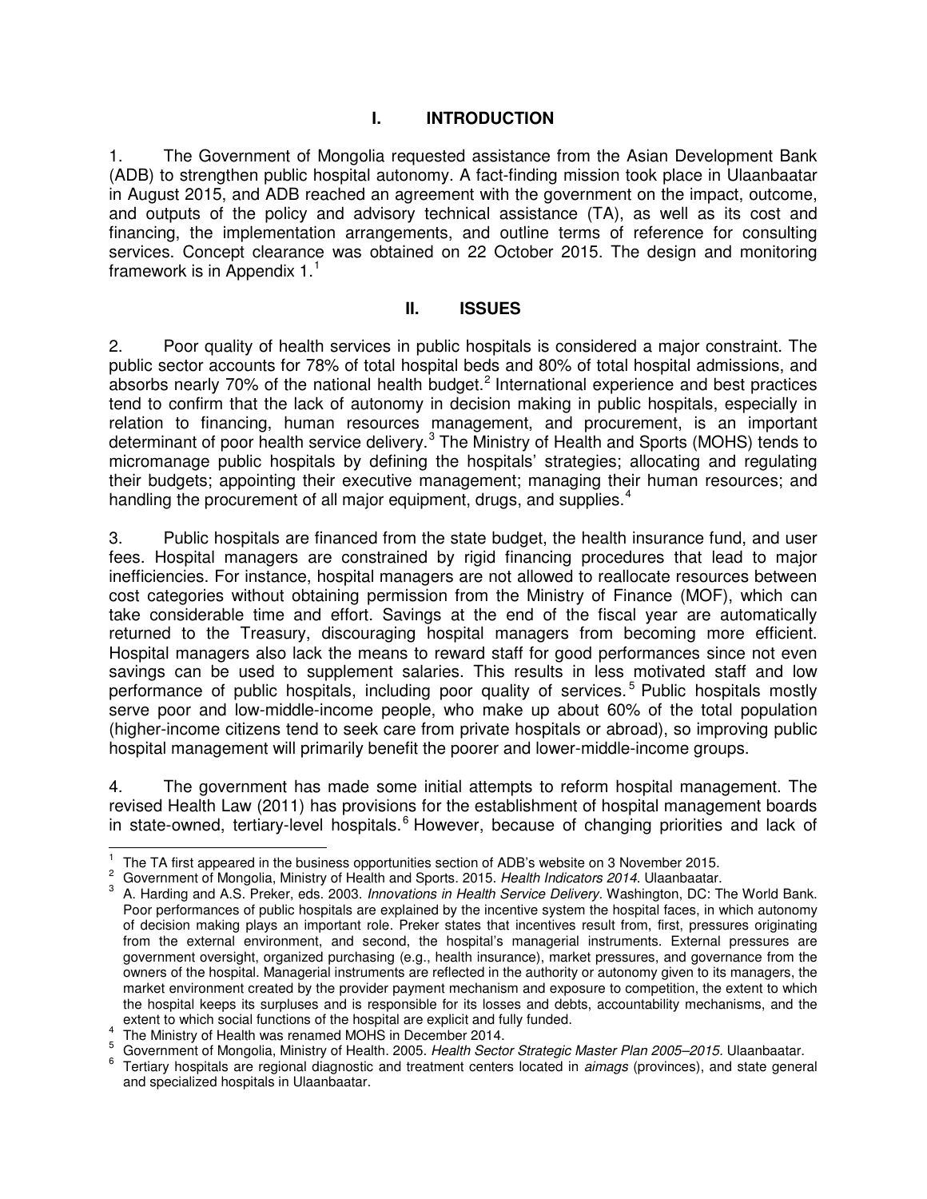# I. INTRODUCTION

1. The Government of Mongolia requested assistance from the Asian Development Bank (ADB) to strengthen public hospital autonomy. A fact-finding mission took place in Ulaanbaatar in August 2015, and ADB reached an agreement with the government on the impact, outcome, and outputs of the policy and advisory technical assistance (TA), as well as its cost and financing, the implementation arrangements, and outline terms of reference for consulting services. Concept clearance was obtained on 22 October 2015. The design and monitoring framework is in Appendix 1.[1]

# II. ISSUES

2. Poor quality of health services in public hospitals is considered a major constraint. The public sector accounts for 78% of total hospital beds and 80% of total hospital admissions, and absorbs nearly 70% of the national health budget.[2] International experience and best practices tend to confirm that the lack of autonomy in decision making in public hospitals, especially in relation to financing, human resources management, and procurement, is an important determinant of poor health service delivery.[3] The Ministry of Health and Sports (MOHS) tends to micromanage public hospitals by defining the hospitals' strategies; allocating and regulating their budgets; appointing their executive management; managing their human resources; and handling the procurement of all major equipment, drugs, and supplies.[4]

3. Public hospitals are financed from the state budget, the health insurance fund, and user fees. Hospital managers are constrained by rigid financing procedures that lead to major inefficiencies. For instance, hospital managers are not allowed to reallocate resources between cost categories without obtaining permission from the Ministry of Finance (MOF), which can take considerable time and effort. Savings at the end of the fiscal year are automatically returned to the Treasury, discouraging hospital managers from becoming more efficient. Hospital managers also lack the means to reward staff for good performances since not even savings can be used to supplement salaries. This results in less motivated staff and low performance of public hospitals, including poor quality of services.[5] Public hospitals mostly serve poor and low-middle-income people, who make up about 60% of the total population (higher-income citizens tend to seek care from private hospitals or abroad), so improving public hospital management will primarily benefit the poorer and lower-middle-income groups.

4. The government has made some initial attempts to reform hospital management. The revised Health Law (2011) has provisions for the establishment of hospital management boards in state-owned, tertiary-level hospitals.[6] However, because of changing priorities and lack of

---

[1] The TA first appeared in the business opportunities section of ADB's website on 3 November 2015.

[2] Government of Mongolia, Ministry of Health and Sports. 2015. *Health Indicators 2014*. Ulaanbaatar.

[3] A. Harding and A.S. Preker, eds. 2003. *Innovations in Health Service Delivery.* Washington, DC: The World Bank. Poor performances of public hospitals are explained by the incentive system the hospital faces, in which autonomy of decision making plays an important role. Preker states that incentives result from, first, pressures originating from the external environment, and second, the hospital's managerial instruments. External pressures are government oversight, organized purchasing (e.g., health insurance), market pressures, and governance from the owners of the hospital. Managerial instruments are reflected in the authority or autonomy given to its managers, the market environment created by the provider payment mechanism and exposure to competition, the extent to which the hospital keeps its surpluses and is responsible for its losses and debts, accountability mechanisms, and the extent to which social functions of the hospital are explicit and fully funded.

[4] The Ministry of Health was renamed MOHS in December 2014.

[5] Government of Mongolia, Ministry of Health. 2005. *Health Sector Strategic Master Plan 2005–2015.* Ulaanbaatar.

[6] Tertiary hospitals are regional diagnostic and treatment centers located in *aimags* (provinces), and state general and specialized hospitals in Ulaanbaatar.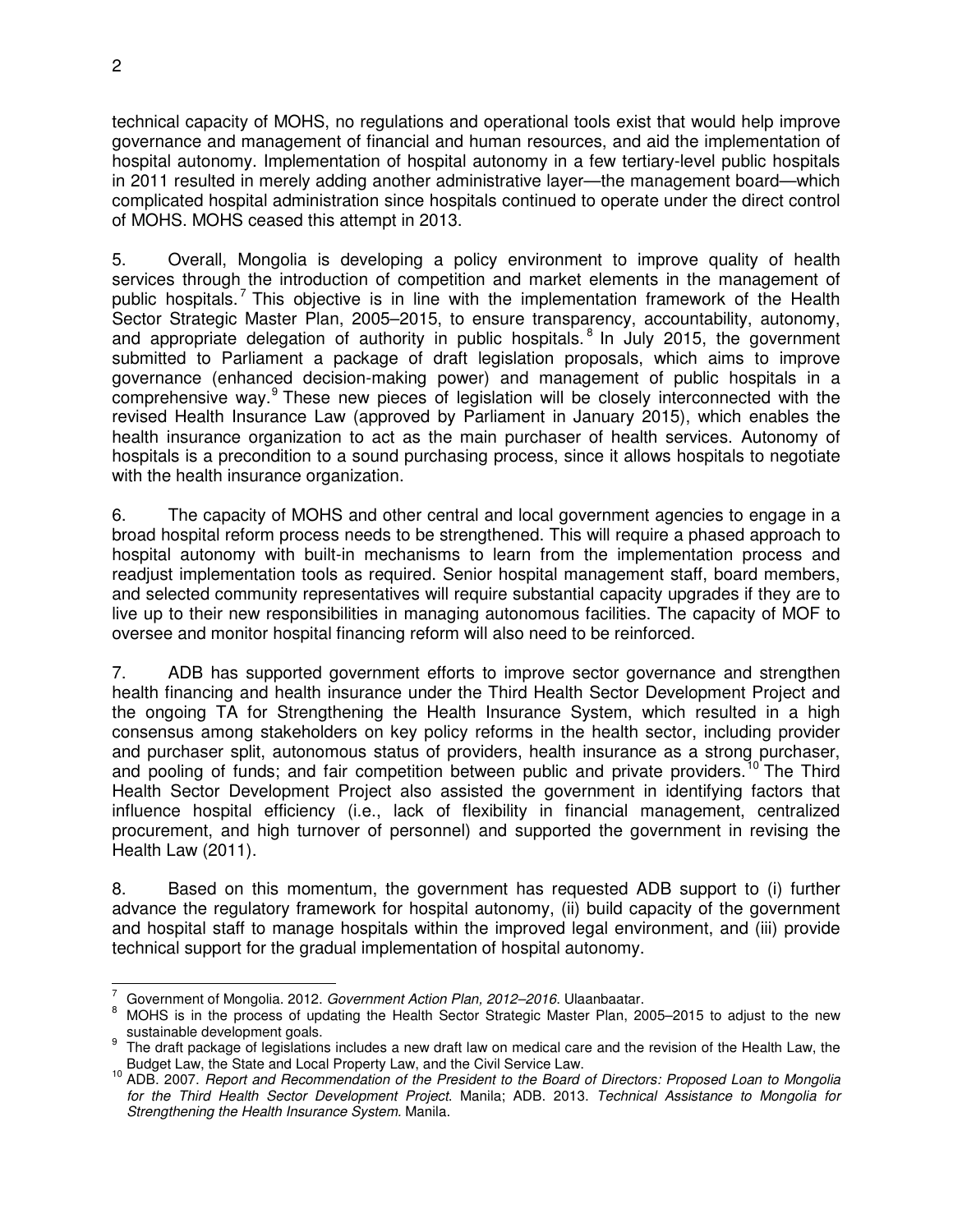technical capacity of MOHS, no regulations and operational tools exist that would help improve governance and management of financial and human resources, and aid the implementation of hospital autonomy. Implementation of hospital autonomy in a few tertiary-level public hospitals in 2011 resulted in merely adding another administrative layer—the management board—which complicated hospital administration since hospitals continued to operate under the direct control of MOHS. MOHS ceased this attempt in 2013.

5. Overall, Mongolia is developing a policy environment to improve quality of health services through the introduction of competition and market elements in the management of public hospitals.[7] This objective is in line with the implementation framework of the Health Sector Strategic Master Plan, 2005–2015, to ensure transparency, accountability, autonomy, and appropriate delegation of authority in public hospitals.[8] In July 2015, the government submitted to Parliament a package of draft legislation proposals, which aims to improve governance (enhanced decision-making power) and management of public hospitals in a comprehensive way.[9] These new pieces of legislation will be closely interconnected with the revised Health Insurance Law (approved by Parliament in January 2015), which enables the health insurance organization to act as the main purchaser of health services. Autonomy of hospitals is a precondition to a sound purchasing process, since it allows hospitals to negotiate with the health insurance organization.

6. The capacity of MOHS and other central and local government agencies to engage in a broad hospital reform process needs to be strengthened. This will require a phased approach to hospital autonomy with built-in mechanisms to learn from the implementation process and readjust implementation tools as required. Senior hospital management staff, board members, and selected community representatives will require substantial capacity upgrades if they are to live up to their new responsibilities in managing autonomous facilities. The capacity of MOF to oversee and monitor hospital financing reform will also need to be reinforced.

7. ADB has supported government efforts to improve sector governance and strengthen health financing and health insurance under the Third Health Sector Development Project and the ongoing TA for Strengthening the Health Insurance System, which resulted in a high consensus among stakeholders on key policy reforms in the health sector, including provider and purchaser split, autonomous status of providers, health insurance as a strong purchaser, and pooling of funds; and fair competition between public and private providers.[10] The Third Health Sector Development Project also assisted the government in identifying factors that influence hospital efficiency (i.e., lack of flexibility in financial management, centralized procurement, and high turnover of personnel) and supported the government in revising the Health Law (2011).

8. Based on this momentum, the government has requested ADB support to (i) further advance the regulatory framework for hospital autonomy, (ii) build capacity of the government and hospital staff to manage hospitals within the improved legal environment, and (iii) provide technical support for the gradual implementation of hospital autonomy.

---

[7] Government of Mongolia. 2012. *Government Action Plan, 2012–2016*. Ulaanbaatar.

[8] MOHS is in the process of updating the Health Sector Strategic Master Plan, 2005–2015 to adjust to the new sustainable development goals.

[9] The draft package of legislations includes a new draft law on medical care and the revision of the Health Law, the Budget Law, the State and Local Property Law, and the Civil Service Law.

[10] ADB. 2007. *Report and Recommendation of the President to the Board of Directors: Proposed Loan to Mongolia for the Third Health Sector Development Project.* Manila; ADB. 2013. *Technical Assistance to Mongolia for Strengthening the Health Insurance System.* Manila.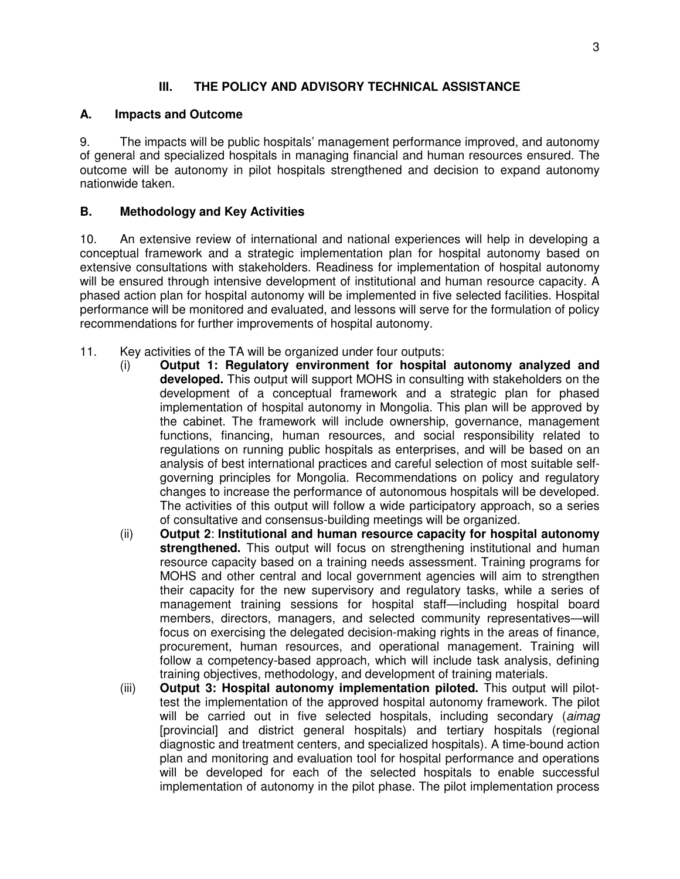## III. THE POLICY AND ADVISORY TECHNICAL ASSISTANCE

### A. Impacts and Outcome

9. The impacts will be public hospitals' management performance improved, and autonomy of general and specialized hospitals in managing financial and human resources ensured. The outcome will be autonomy in pilot hospitals strengthened and decision to expand autonomy nationwide taken.

### B. Methodology and Key Activities

10. An extensive review of international and national experiences will help in developing a conceptual framework and a strategic implementation plan for hospital autonomy based on extensive consultations with stakeholders. Readiness for implementation of hospital autonomy will be ensured through intensive development of institutional and human resource capacity. A phased action plan for hospital autonomy will be implemented in five selected facilities. Hospital performance will be monitored and evaluated, and lessons will serve for the formulation of policy recommendations for further improvements of hospital autonomy.

11. Key activities of the TA will be organized under four outputs:

(i) **Output 1: Regulatory environment for hospital autonomy analyzed and developed.** This output will support MOHS in consulting with stakeholders on the development of a conceptual framework and a strategic plan for phased implementation of hospital autonomy in Mongolia. This plan will be approved by the cabinet. The framework will include ownership, governance, management functions, financing, human resources, and social responsibility related to regulations on running public hospitals as enterprises, and will be based on an analysis of best international practices and careful selection of most suitable self-governing principles for Mongolia. Recommendations on policy and regulatory changes to increase the performance of autonomous hospitals will be developed. The activities of this output will follow a wide participatory approach, so a series of consultative and consensus-building meetings will be organized.

(ii) **Output 2**: **Institutional and human resource capacity for hospital autonomy strengthened.** This output will focus on strengthening institutional and human resource capacity based on a training needs assessment. Training programs for MOHS and other central and local government agencies will aim to strengthen their capacity for the new supervisory and regulatory tasks, while a series of management training sessions for hospital staff—including hospital board members, directors, managers, and selected community representatives—will focus on exercising the delegated decision-making rights in the areas of finance, procurement, human resources, and operational management. Training will follow a competency-based approach, which will include task analysis, defining training objectives, methodology, and development of training materials.

(iii) **Output 3: Hospital autonomy implementation piloted.** This output will pilot-test the implementation of the approved hospital autonomy framework. The pilot will be carried out in five selected hospitals, including secondary (*aimag* [provincial] and district general hospitals) and tertiary hospitals (regional diagnostic and treatment centers, and specialized hospitals). A time-bound action plan and monitoring and evaluation tool for hospital performance and operations will be developed for each of the selected hospitals to enable successful implementation of autonomy in the pilot phase. The pilot implementation process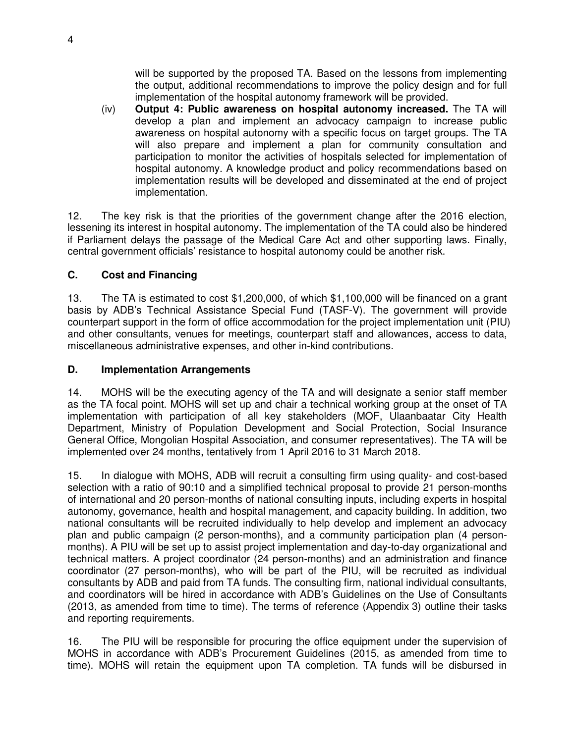will be supported by the proposed TA. Based on the lessons from implementing the output, additional recommendations to improve the policy design and for full implementation of the hospital autonomy framework will be provided.

(iv) **Output 4: Public awareness on hospital autonomy increased.** The TA will develop a plan and implement an advocacy campaign to increase public awareness on hospital autonomy with a specific focus on target groups. The TA will also prepare and implement a plan for community consultation and participation to monitor the activities of hospitals selected for implementation of hospital autonomy. A knowledge product and policy recommendations based on implementation results will be developed and disseminated at the end of project implementation.

12. The key risk is that the priorities of the government change after the 2016 election, lessening its interest in hospital autonomy. The implementation of the TA could also be hindered if Parliament delays the passage of the Medical Care Act and other supporting laws. Finally, central government officials' resistance to hospital autonomy could be another risk.

### C. Cost and Financing

13. The TA is estimated to cost $1,200,000, of which $1,100,000 will be financed on a grant basis by ADB's Technical Assistance Special Fund (TASF-V). The government will provide counterpart support in the form of office accommodation for the project implementation unit (PIU) and other consultants, venues for meetings, counterpart staff and allowances, access to data, miscellaneous administrative expenses, and other in-kind contributions.

### D. Implementation Arrangements

14. MOHS will be the executing agency of the TA and will designate a senior staff member as the TA focal point. MOHS will set up and chair a technical working group at the onset of TA implementation with participation of all key stakeholders (MOF, Ulaanbaatar City Health Department, Ministry of Population Development and Social Protection, Social Insurance General Office, Mongolian Hospital Association, and consumer representatives). The TA will be implemented over 24 months, tentatively from 1 April 2016 to 31 March 2018.

15. In dialogue with MOHS, ADB will recruit a consulting firm using quality- and cost-based selection with a ratio of 90:10 and a simplified technical proposal to provide 21 person-months of international and 20 person-months of national consulting inputs, including experts in hospital autonomy, governance, health and hospital management, and capacity building. In addition, two national consultants will be recruited individually to help develop and implement an advocacy plan and public campaign (2 person-months), and a community participation plan (4 person-months). A PIU will be set up to assist project implementation and day-to-day organizational and technical matters. A project coordinator (24 person-months) and an administration and finance coordinator (27 person-months), who will be part of the PIU, will be recruited as individual consultants by ADB and paid from TA funds. The consulting firm, national individual consultants, and coordinators will be hired in accordance with ADB's Guidelines on the Use of Consultants (2013, as amended from time to time). The terms of reference (Appendix 3) outline their tasks and reporting requirements.

16. The PIU will be responsible for procuring the office equipment under the supervision of MOHS in accordance with ADB's Procurement Guidelines (2015, as amended from time to time). MOHS will retain the equipment upon TA completion. TA funds will be disbursed in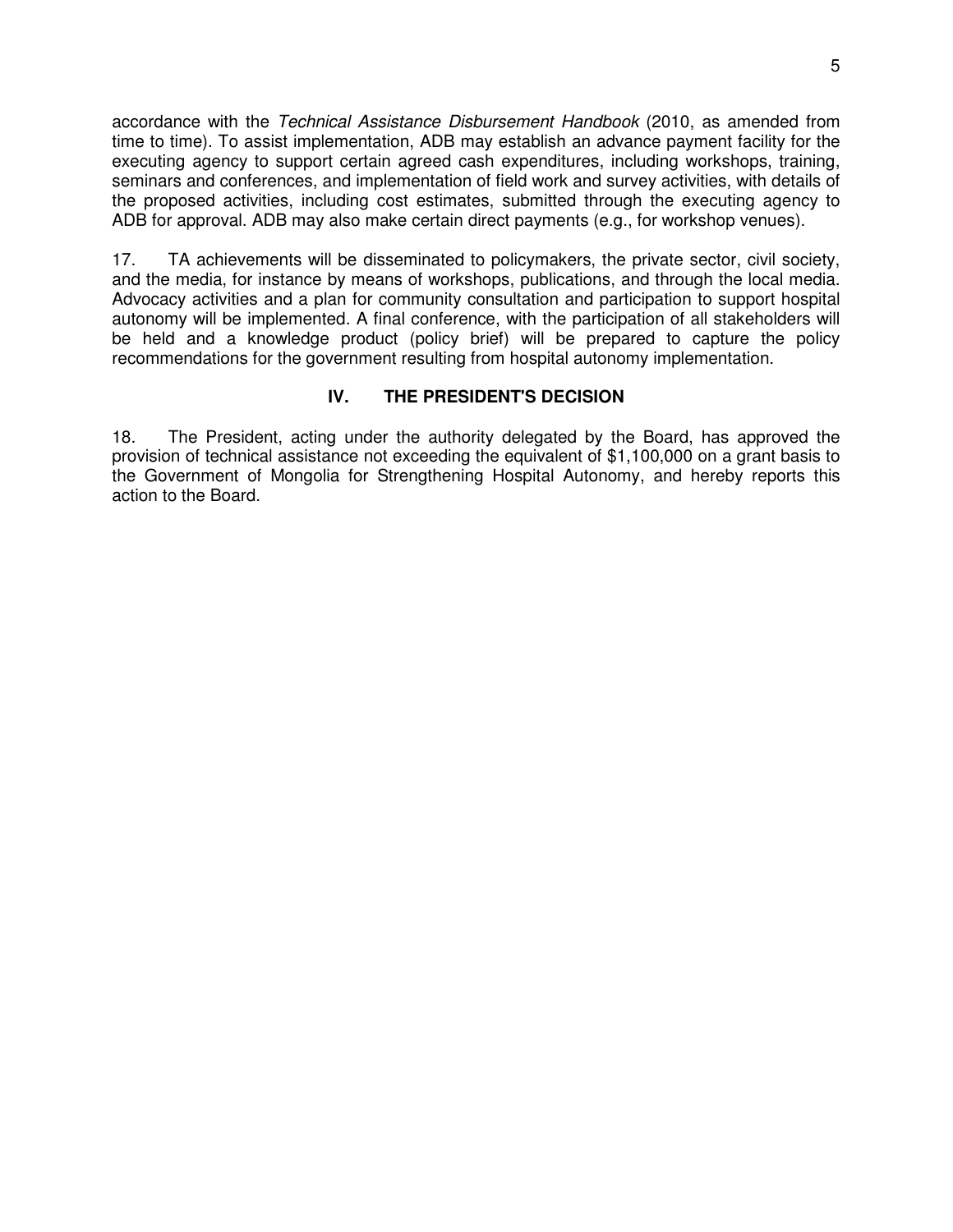accordance with the *Technical Assistance Disbursement Handbook* (2010, as amended from time to time). To assist implementation, ADB may establish an advance payment facility for the executing agency to support certain agreed cash expenditures, including workshops, training, seminars and conferences, and implementation of field work and survey activities, with details of the proposed activities, including cost estimates, submitted through the executing agency to ADB for approval. ADB may also make certain direct payments (e.g., for workshop venues).

17. TA achievements will be disseminated to policymakers, the private sector, civil society, and the media, for instance by means of workshops, publications, and through the local media. Advocacy activities and a plan for community consultation and participation to support hospital autonomy will be implemented. A final conference, with the participation of all stakeholders will be held and a knowledge product (policy brief) will be prepared to capture the policy recommendations for the government resulting from hospital autonomy implementation.

## IV. THE PRESIDENT'S DECISION

18. The President, acting under the authority delegated by the Board, has approved the provision of technical assistance not exceeding the equivalent of $1,100,000 on a grant basis to the Government of Mongolia for Strengthening Hospital Autonomy, and hereby reports this action to the Board.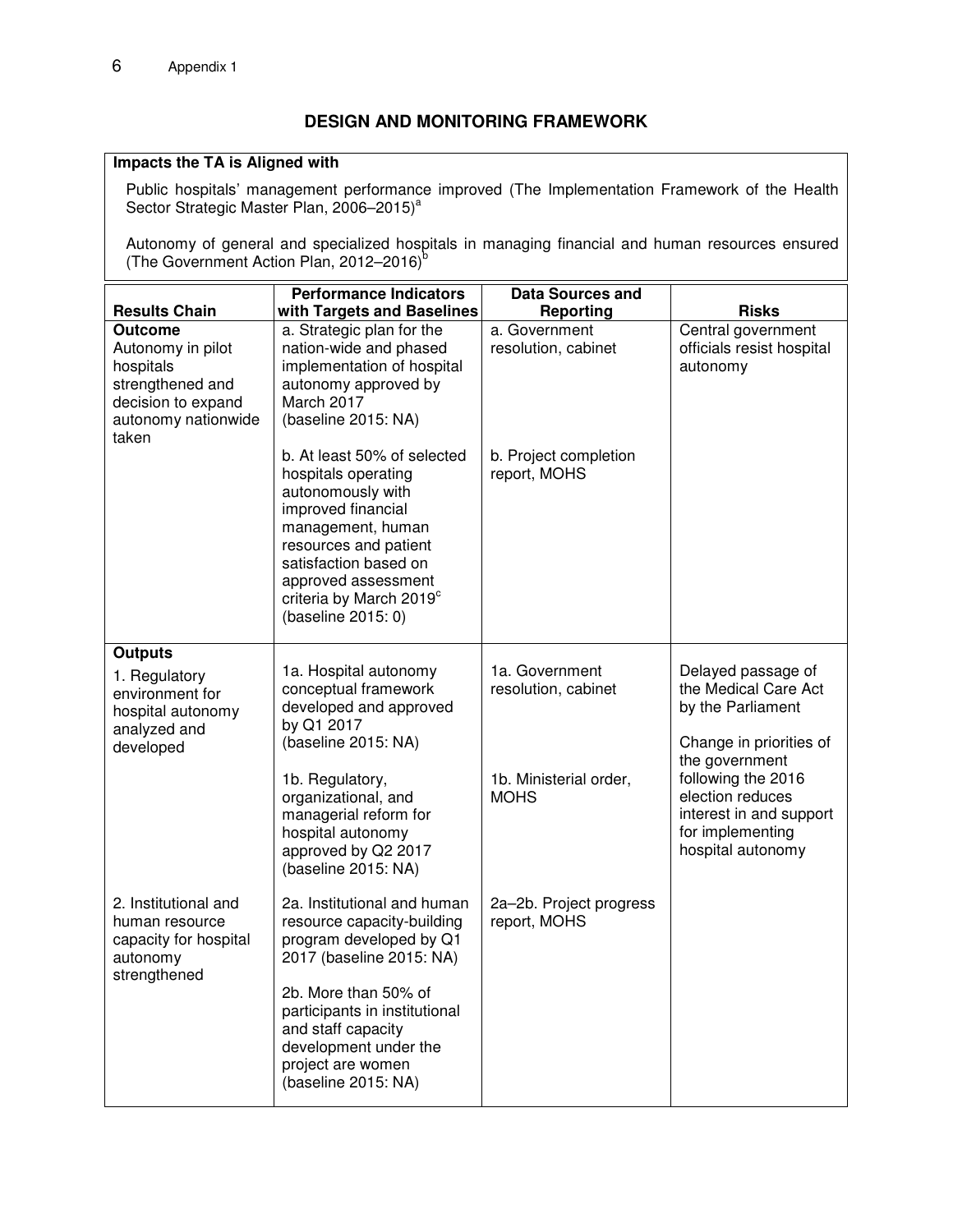## DESIGN AND MONITORING FRAMEWORK

**Impacts the TA is Aligned with**

Public hospitals' management performance improved (The Implementation Framework of the Health Sector Strategic Master Plan, 2006–2015)[a]

Autonomy of general and specialized hospitals in managing financial and human resources ensured (The Government Action Plan, 2012–2016)[b]

| Results Chain | Performance Indicators with Targets and Baselines | Data Sources and Reporting | Risks |
|---|---|---|---|
| **Outcome**<br>Autonomy in pilot hospitals strengthened and decision to expand autonomy nationwide taken | a. Strategic plan for the nation-wide and phased implementation of hospital autonomy approved by March 2017<br>(baseline 2015: NA) | a. Government resolution, cabinet | Central government officials resist hospital autonomy |
| | b. At least 50% of selected hospitals operating autonomously with improved financial management, human resources and patient satisfaction based on approved assessment criteria by March 2019[c]<br>(baseline 2015: 0) | b. Project completion report, MOHS | |
| **Outputs**<br>1. Regulatory environment for hospital autonomy analyzed and developed | 1a. Hospital autonomy conceptual framework developed and approved by Q1 2017<br>(baseline 2015: NA) | 1a. Government resolution, cabinet | Delayed passage of the Medical Care Act by the Parliament<br><br>Change in priorities of the government following the 2016 election reduces interest in and support for implementing hospital autonomy |
| | 1b. Regulatory, organizational, and managerial reform for hospital autonomy approved by Q2 2017<br>(baseline 2015: NA) | 1b. Ministerial order, MOHS | |
| 2. Institutional and human resource capacity for hospital autonomy strengthened | 2a. Institutional and human resource capacity-building program developed by Q1 2017 (baseline 2015: NA) | 2a–2b. Project progress report, MOHS | |
| | 2b. More than 50% of participants in institutional and staff capacity development under the project are women<br>(baseline 2015: NA) | | |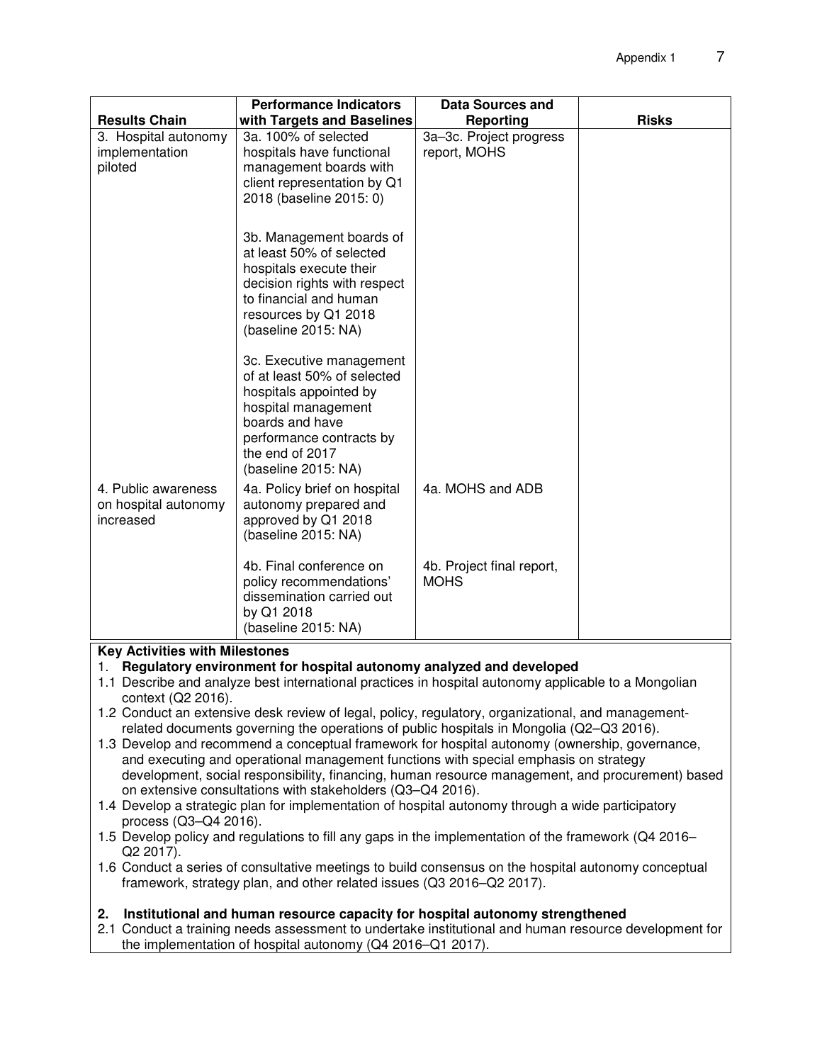| Results Chain | Performance Indicators with Targets and Baselines | Data Sources and Reporting | Risks |
|---|---|---|---|
| 3. Hospital autonomy implementation piloted | 3a. 100% of selected hospitals have functional management boards with client representation by Q1 2018 (baseline 2015: 0)<br><br>3b. Management boards of at least 50% of selected hospitals execute their decision rights with respect to financial and human resources by Q1 2018 (baseline 2015: NA)<br><br>3c. Executive management of at least 50% of selected hospitals appointed by hospital management boards and have performance contracts by the end of 2017 (baseline 2015: NA) | 3a–3c. Project progress report, MOHS | |
| 4. Public awareness on hospital autonomy increased | 4a. Policy brief on hospital autonomy prepared and approved by Q1 2018 (baseline 2015: NA)<br><br>4b. Final conference on policy recommendations' dissemination carried out by Q1 2018 (baseline 2015: NA) | 4a. MOHS and ADB<br><br>4b. Project final report, MOHS | |

**Key Activities with Milestones**

1. **Regulatory environment for hospital autonomy analyzed and developed**

1.1 Describe and analyze best international practices in hospital autonomy applicable to a Mongolian context (Q2 2016).

1.2 Conduct an extensive desk review of legal, policy, regulatory, organizational, and management-related documents governing the operations of public hospitals in Mongolia (Q2–Q3 2016).

1.3 Develop and recommend a conceptual framework for hospital autonomy (ownership, governance, and executing and operational management functions with special emphasis on strategy development, social responsibility, financing, human resource management, and procurement) based on extensive consultations with stakeholders (Q3–Q4 2016).

1.4 Develop a strategic plan for implementation of hospital autonomy through a wide participatory process (Q3–Q4 2016).

1.5 Develop policy and regulations to fill any gaps in the implementation of the framework (Q4 2016–Q2 2017).

1.6 Conduct a series of consultative meetings to build consensus on the hospital autonomy conceptual framework, strategy plan, and other related issues (Q3 2016–Q2 2017).

2. **Institutional and human resource capacity for hospital autonomy strengthened**

2.1 Conduct a training needs assessment to undertake institutional and human resource development for the implementation of hospital autonomy (Q4 2016–Q1 2017).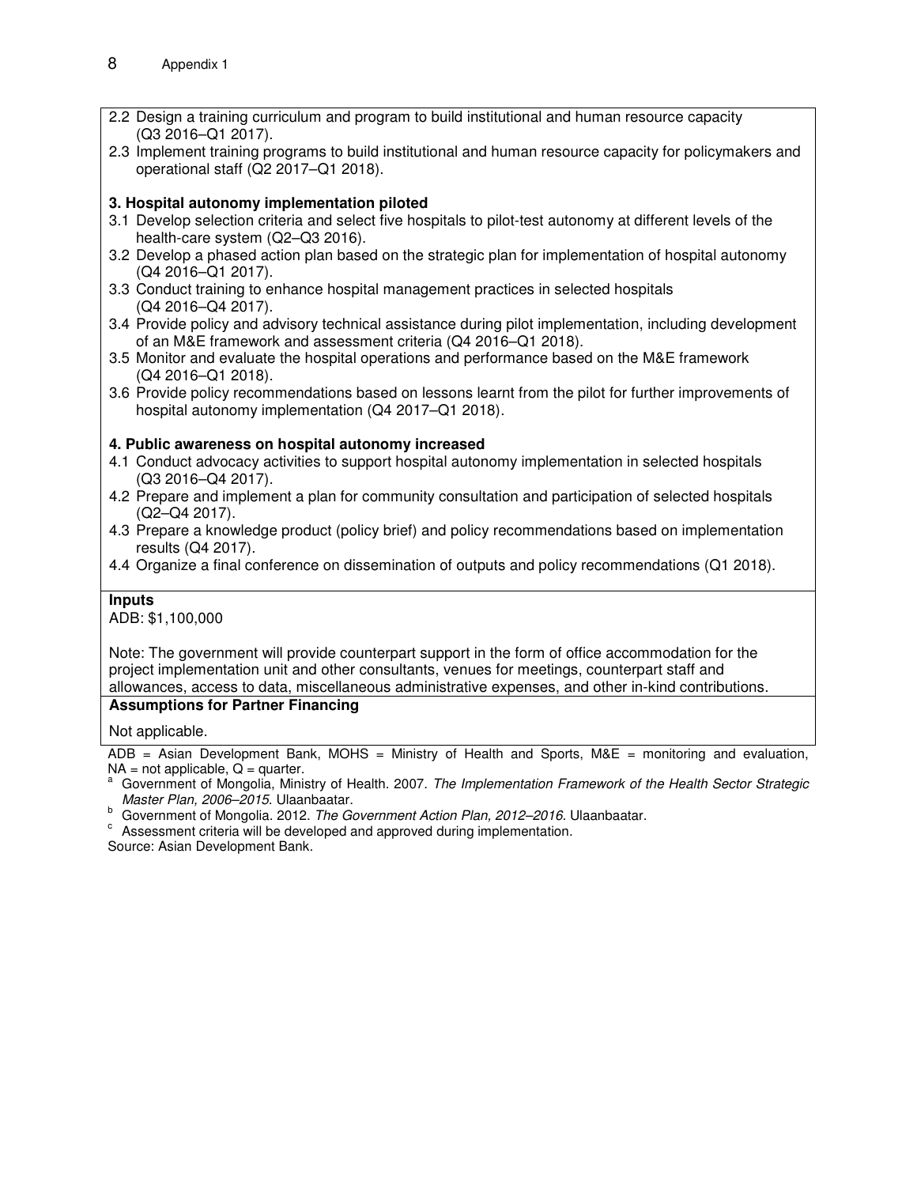2.2 Design a training curriculum and program to build institutional and human resource capacity (Q3 2016–Q1 2017).
2.3 Implement training programs to build institutional and human resource capacity for policymakers and operational staff (Q2 2017–Q1 2018).

**3. Hospital autonomy implementation piloted**

3.1 Develop selection criteria and select five hospitals to pilot-test autonomy at different levels of the health-care system (Q2–Q3 2016).
3.2 Develop a phased action plan based on the strategic plan for implementation of hospital autonomy (Q4 2016–Q1 2017).
3.3 Conduct training to enhance hospital management practices in selected hospitals (Q4 2016–Q4 2017).
3.4 Provide policy and advisory technical assistance during pilot implementation, including development of an M&E framework and assessment criteria (Q4 2016–Q1 2018).
3.5 Monitor and evaluate the hospital operations and performance based on the M&E framework (Q4 2016–Q1 2018).
3.6 Provide policy recommendations based on lessons learnt from the pilot for further improvements of hospital autonomy implementation (Q4 2017–Q1 2018).

**4. Public awareness on hospital autonomy increased**

4.1 Conduct advocacy activities to support hospital autonomy implementation in selected hospitals (Q3 2016–Q4 2017).
4.2 Prepare and implement a plan for community consultation and participation of selected hospitals (Q2–Q4 2017).
4.3 Prepare a knowledge product (policy brief) and policy recommendations based on implementation results (Q4 2017).
4.4 Organize a final conference on dissemination of outputs and policy recommendations (Q1 2018).

**Inputs**

ADB: $1,100,000

Note: The government will provide counterpart support in the form of office accommodation for the project implementation unit and other consultants, venues for meetings, counterpart staff and allowances, access to data, miscellaneous administrative expenses, and other in-kind contributions.

**Assumptions for Partner Financing**

Not applicable.

ADB = Asian Development Bank, MOHS = Ministry of Health and Sports, M&E = monitoring and evaluation, NA = not applicable, Q = quarter.

[a] Government of Mongolia, Ministry of Health. 2007. *The Implementation Framework of the Health Sector Strategic Master Plan, 2006–2015*. Ulaanbaatar.

[b] Government of Mongolia. 2012. *The Government Action Plan, 2012–2016*. Ulaanbaatar.

[c] Assessment criteria will be developed and approved during implementation.

Source: Asian Development Bank.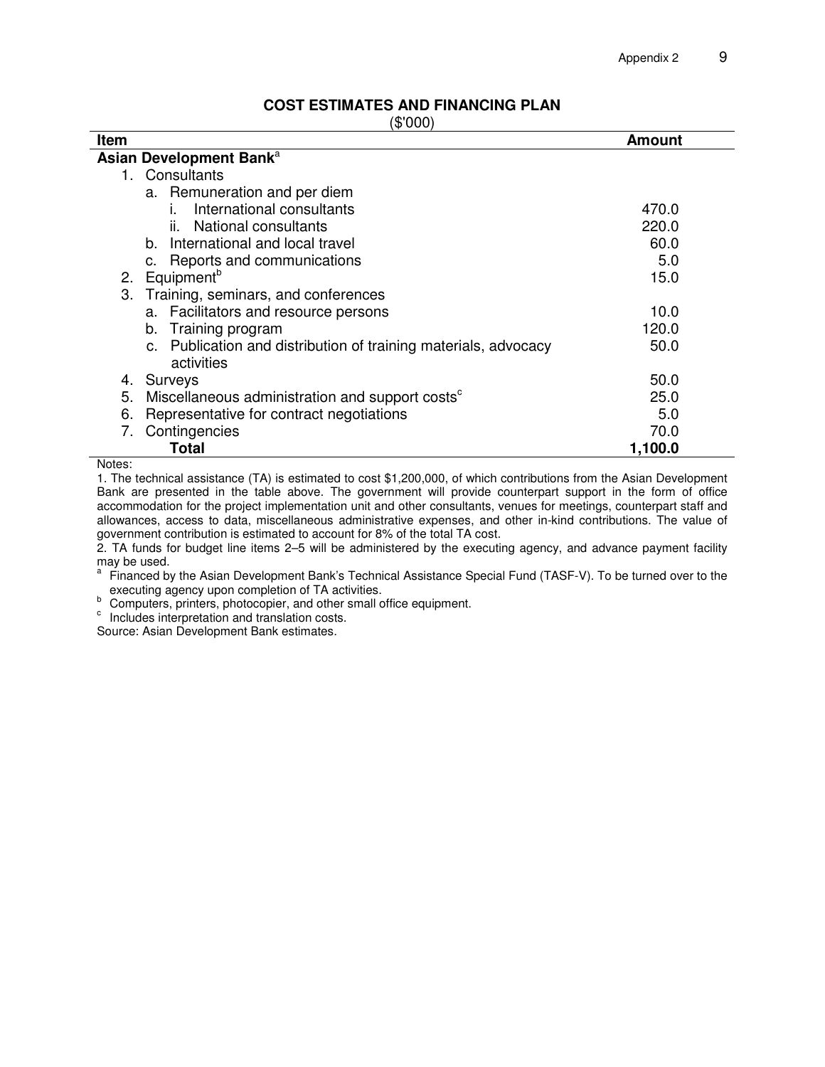## COST ESTIMATES AND FINANCING PLAN

($'000)

| Item | Amount |
|---|---|
| **Asian Development Bank**[a] | |
| 1. Consultants | |
|     a. Remuneration and per diem | |
|         i. International consultants | 470.0 |
|         ii. National consultants | 220.0 |
|     b. International and local travel | 60.0 |
|     c. Reports and communications | 5.0 |
| 2. Equipment[b] | 15.0 |
| 3. Training, seminars, and conferences | |
|     a. Facilitators and resource persons | 10.0 |
|     b. Training program | 120.0 |
|     c. Publication and distribution of training materials, advocacy activities | 50.0 |
| 4. Surveys | 50.0 |
| 5. Miscellaneous administration and support costs[c] | 25.0 |
| 6. Representative for contract negotiations | 5.0 |
| 7. Contingencies | 70.0 |
|         **Total** | **1,100.0** |

Notes:

1. The technical assistance (TA) is estimated to cost $1,200,000, of which contributions from the Asian Development Bank are presented in the table above. The government will provide counterpart support in the form of office accommodation for the project implementation unit and other consultants, venues for meetings, counterpart staff and allowances, access to data, miscellaneous administrative expenses, and other in-kind contributions. The value of government contribution is estimated to account for 8% of the total TA cost.

2. TA funds for budget line items 2–5 will be administered by the executing agency, and advance payment facility may be used.

[a] Financed by the Asian Development Bank's Technical Assistance Special Fund (TASF-V). To be turned over to the executing agency upon completion of TA activities.

[b] Computers, printers, photocopier, and other small office equipment.

[c] Includes interpretation and translation costs.

Source: Asian Development Bank estimates.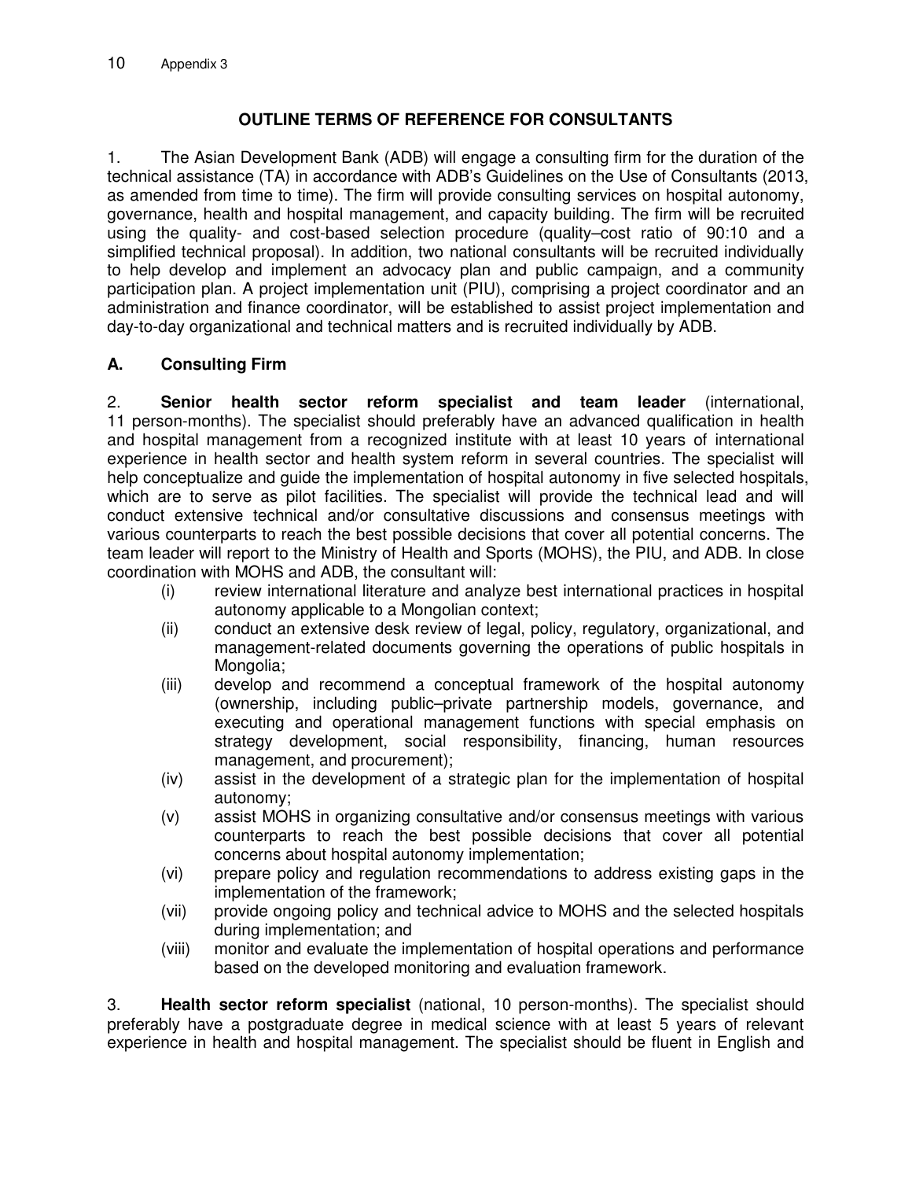## OUTLINE TERMS OF REFERENCE FOR CONSULTANTS

1. The Asian Development Bank (ADB) will engage a consulting firm for the duration of the technical assistance (TA) in accordance with ADB's Guidelines on the Use of Consultants (2013, as amended from time to time). The firm will provide consulting services on hospital autonomy, governance, health and hospital management, and capacity building. The firm will be recruited using the quality- and cost-based selection procedure (quality–cost ratio of 90:10 and a simplified technical proposal). In addition, two national consultants will be recruited individually to help develop and implement an advocacy plan and public campaign, and a community participation plan. A project implementation unit (PIU), comprising a project coordinator and an administration and finance coordinator, will be established to assist project implementation and day-to-day organizational and technical matters and is recruited individually by ADB.

### A. Consulting Firm

2. **Senior health sector reform specialist and team leader** (international, 11 person-months). The specialist should preferably have an advanced qualification in health and hospital management from a recognized institute with at least 10 years of international experience in health sector and health system reform in several countries. The specialist will help conceptualize and guide the implementation of hospital autonomy in five selected hospitals, which are to serve as pilot facilities. The specialist will provide the technical lead and will conduct extensive technical and/or consultative discussions and consensus meetings with various counterparts to reach the best possible decisions that cover all potential concerns. The team leader will report to the Ministry of Health and Sports (MOHS), the PIU, and ADB. In close coordination with MOHS and ADB, the consultant will:

- (i) review international literature and analyze best international practices in hospital autonomy applicable to a Mongolian context;
- (ii) conduct an extensive desk review of legal, policy, regulatory, organizational, and management-related documents governing the operations of public hospitals in Mongolia;
- (iii) develop and recommend a conceptual framework of the hospital autonomy (ownership, including public–private partnership models, governance, and executing and operational management functions with special emphasis on strategy development, social responsibility, financing, human resources management, and procurement);
- (iv) assist in the development of a strategic plan for the implementation of hospital autonomy;
- (v) assist MOHS in organizing consultative and/or consensus meetings with various counterparts to reach the best possible decisions that cover all potential concerns about hospital autonomy implementation;
- (vi) prepare policy and regulation recommendations to address existing gaps in the implementation of the framework;
- (vii) provide ongoing policy and technical advice to MOHS and the selected hospitals during implementation; and
- (viii) monitor and evaluate the implementation of hospital operations and performance based on the developed monitoring and evaluation framework.

3. **Health sector reform specialist** (national, 10 person-months). The specialist should preferably have a postgraduate degree in medical science with at least 5 years of relevant experience in health and hospital management. The specialist should be fluent in English and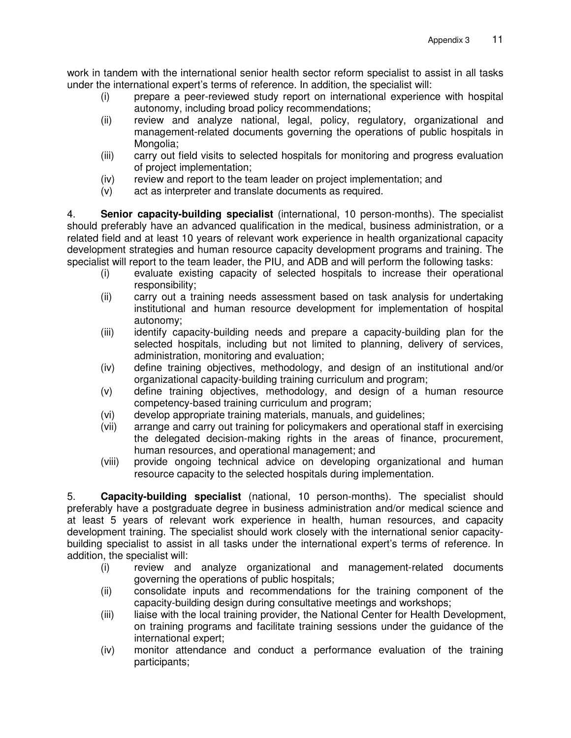work in tandem with the international senior health sector reform specialist to assist in all tasks under the international expert's terms of reference. In addition, the specialist will:

(i) prepare a peer-reviewed study report on international experience with hospital autonomy, including broad policy recommendations;
(ii) review and analyze national, legal, policy, regulatory, organizational and management-related documents governing the operations of public hospitals in Mongolia;
(iii) carry out field visits to selected hospitals for monitoring and progress evaluation of project implementation;
(iv) review and report to the team leader on project implementation; and
(v) act as interpreter and translate documents as required.

4. **Senior capacity-building specialist** (international, 10 person-months). The specialist should preferably have an advanced qualification in the medical, business administration, or a related field and at least 10 years of relevant work experience in health organizational capacity development strategies and human resource capacity development programs and training. The specialist will report to the team leader, the PIU, and ADB and will perform the following tasks:

(i) evaluate existing capacity of selected hospitals to increase their operational responsibility;
(ii) carry out a training needs assessment based on task analysis for undertaking institutional and human resource development for implementation of hospital autonomy;
(iii) identify capacity-building needs and prepare a capacity-building plan for the selected hospitals, including but not limited to planning, delivery of services, administration, monitoring and evaluation;
(iv) define training objectives, methodology, and design of an institutional and/or organizational capacity-building training curriculum and program;
(v) define training objectives, methodology, and design of a human resource competency-based training curriculum and program;
(vi) develop appropriate training materials, manuals, and guidelines;
(vii) arrange and carry out training for policymakers and operational staff in exercising the delegated decision-making rights in the areas of finance, procurement, human resources, and operational management; and
(viii) provide ongoing technical advice on developing organizational and human resource capacity to the selected hospitals during implementation.

5. **Capacity-building specialist** (national, 10 person-months). The specialist should preferably have a postgraduate degree in business administration and/or medical science and at least 5 years of relevant work experience in health, human resources, and capacity development training. The specialist should work closely with the international senior capacity-building specialist to assist in all tasks under the international expert's terms of reference. In addition, the specialist will:

(i) review and analyze organizational and management-related documents governing the operations of public hospitals;
(ii) consolidate inputs and recommendations for the training component of the capacity-building design during consultative meetings and workshops;
(iii) liaise with the local training provider, the National Center for Health Development, on training programs and facilitate training sessions under the guidance of the international expert;
(iv) monitor attendance and conduct a performance evaluation of the training participants;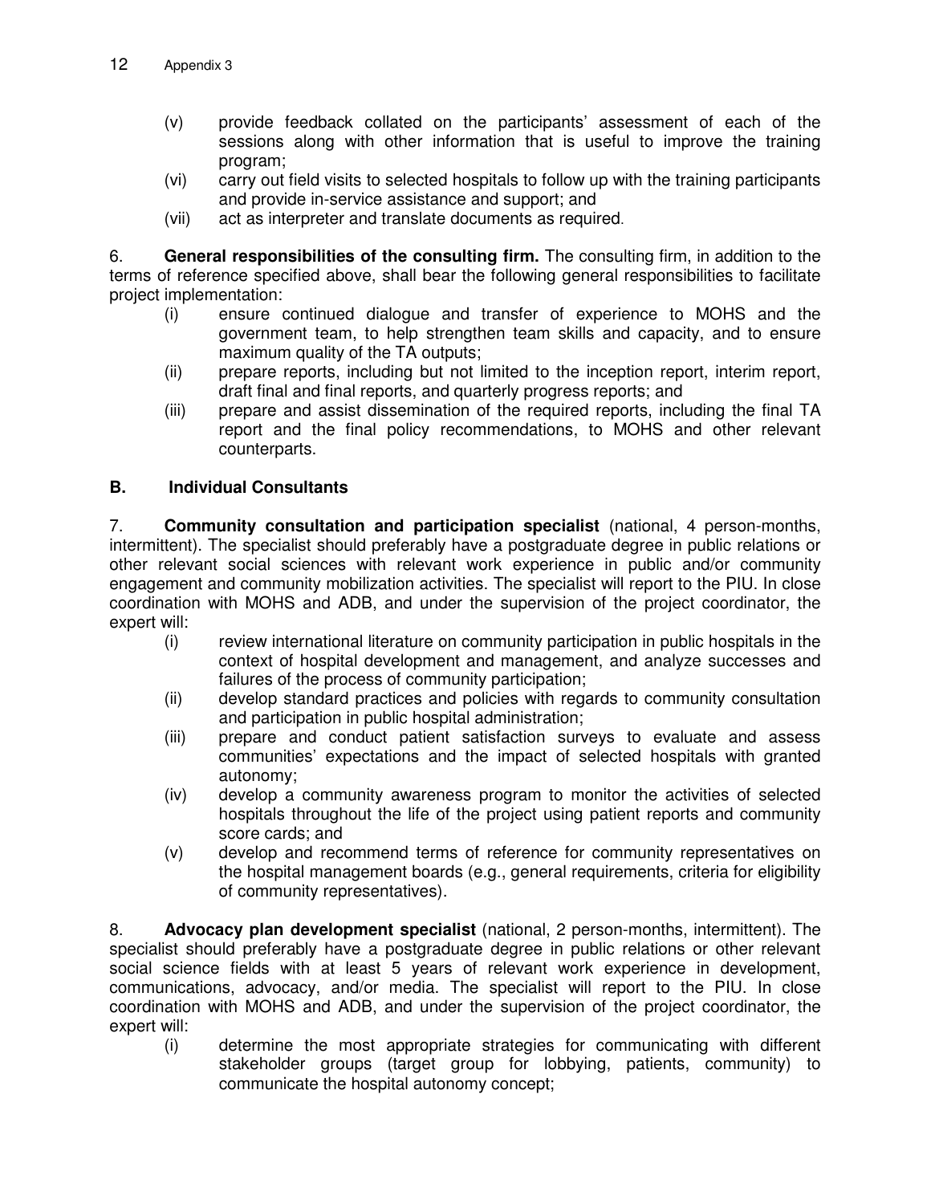(v) provide feedback collated on the participants' assessment of each of the sessions along with other information that is useful to improve the training program;

(vi) carry out field visits to selected hospitals to follow up with the training participants and provide in-service assistance and support; and

(vii) act as interpreter and translate documents as required.

6. **General responsibilities of the consulting firm.** The consulting firm, in addition to the terms of reference specified above, shall bear the following general responsibilities to facilitate project implementation:

(i) ensure continued dialogue and transfer of experience to MOHS and the government team, to help strengthen team skills and capacity, and to ensure maximum quality of the TA outputs;

(ii) prepare reports, including but not limited to the inception report, interim report, draft final and final reports, and quarterly progress reports; and

(iii) prepare and assist dissemination of the required reports, including the final TA report and the final policy recommendations, to MOHS and other relevant counterparts.

## B. Individual Consultants

7. **Community consultation and participation specialist** (national, 4 person-months, intermittent). The specialist should preferably have a postgraduate degree in public relations or other relevant social sciences with relevant work experience in public and/or community engagement and community mobilization activities. The specialist will report to the PIU. In close coordination with MOHS and ADB, and under the supervision of the project coordinator, the expert will:

(i) review international literature on community participation in public hospitals in the context of hospital development and management, and analyze successes and failures of the process of community participation;

(ii) develop standard practices and policies with regards to community consultation and participation in public hospital administration;

(iii) prepare and conduct patient satisfaction surveys to evaluate and assess communities' expectations and the impact of selected hospitals with granted autonomy;

(iv) develop a community awareness program to monitor the activities of selected hospitals throughout the life of the project using patient reports and community score cards; and

(v) develop and recommend terms of reference for community representatives on the hospital management boards (e.g., general requirements, criteria for eligibility of community representatives).

8. **Advocacy plan development specialist** (national, 2 person-months, intermittent). The specialist should preferably have a postgraduate degree in public relations or other relevant social science fields with at least 5 years of relevant work experience in development, communications, advocacy, and/or media. The specialist will report to the PIU. In close coordination with MOHS and ADB, and under the supervision of the project coordinator, the expert will:

(i) determine the most appropriate strategies for communicating with different stakeholder groups (target group for lobbying, patients, community) to communicate the hospital autonomy concept;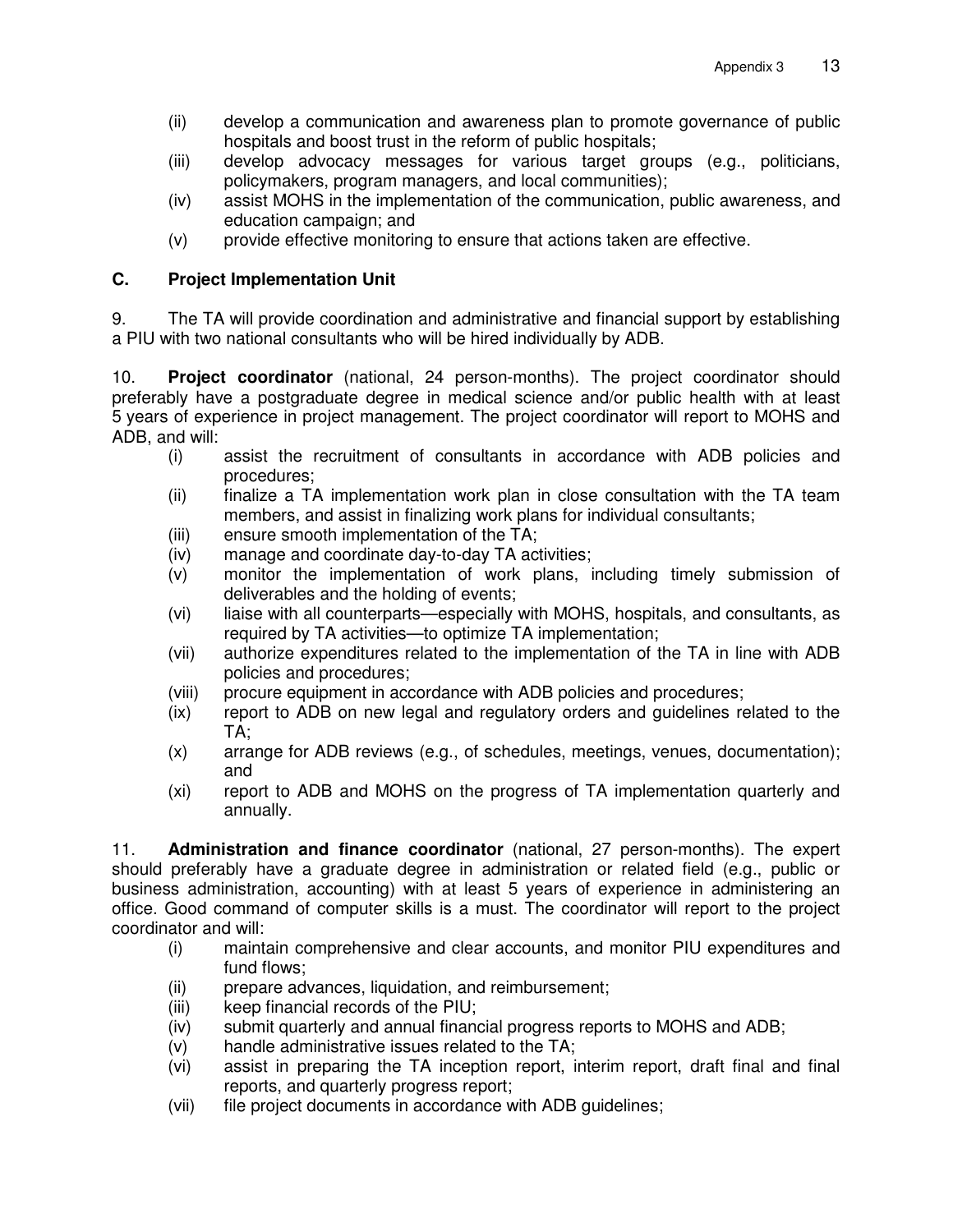(ii) develop a communication and awareness plan to promote governance of public hospitals and boost trust in the reform of public hospitals;
(iii) develop advocacy messages for various target groups (e.g., politicians, policymakers, program managers, and local communities);
(iv) assist MOHS in the implementation of the communication, public awareness, and education campaign; and
(v) provide effective monitoring to ensure that actions taken are effective.

## C. Project Implementation Unit

9. The TA will provide coordination and administrative and financial support by establishing a PIU with two national consultants who will be hired individually by ADB.

10. **Project coordinator** (national, 24 person-months). The project coordinator should preferably have a postgraduate degree in medical science and/or public health with at least 5 years of experience in project management. The project coordinator will report to MOHS and ADB, and will:

(i) assist the recruitment of consultants in accordance with ADB policies and procedures;
(ii) finalize a TA implementation work plan in close consultation with the TA team members, and assist in finalizing work plans for individual consultants;
(iii) ensure smooth implementation of the TA;
(iv) manage and coordinate day-to-day TA activities;
(v) monitor the implementation of work plans, including timely submission of deliverables and the holding of events;
(vi) liaise with all counterparts—especially with MOHS, hospitals, and consultants, as required by TA activities—to optimize TA implementation;
(vii) authorize expenditures related to the implementation of the TA in line with ADB policies and procedures;
(viii) procure equipment in accordance with ADB policies and procedures;
(ix) report to ADB on new legal and regulatory orders and guidelines related to the TA;
(x) arrange for ADB reviews (e.g., of schedules, meetings, venues, documentation); and
(xi) report to ADB and MOHS on the progress of TA implementation quarterly and annually.

11. **Administration and finance coordinator** (national, 27 person-months). The expert should preferably have a graduate degree in administration or related field (e.g., public or business administration, accounting) with at least 5 years of experience in administering an office. Good command of computer skills is a must. The coordinator will report to the project coordinator and will:

(i) maintain comprehensive and clear accounts, and monitor PIU expenditures and fund flows;
(ii) prepare advances, liquidation, and reimbursement;
(iii) keep financial records of the PIU;
(iv) submit quarterly and annual financial progress reports to MOHS and ADB;
(v) handle administrative issues related to the TA;
(vi) assist in preparing the TA inception report, interim report, draft final and final reports, and quarterly progress report;
(vii) file project documents in accordance with ADB guidelines;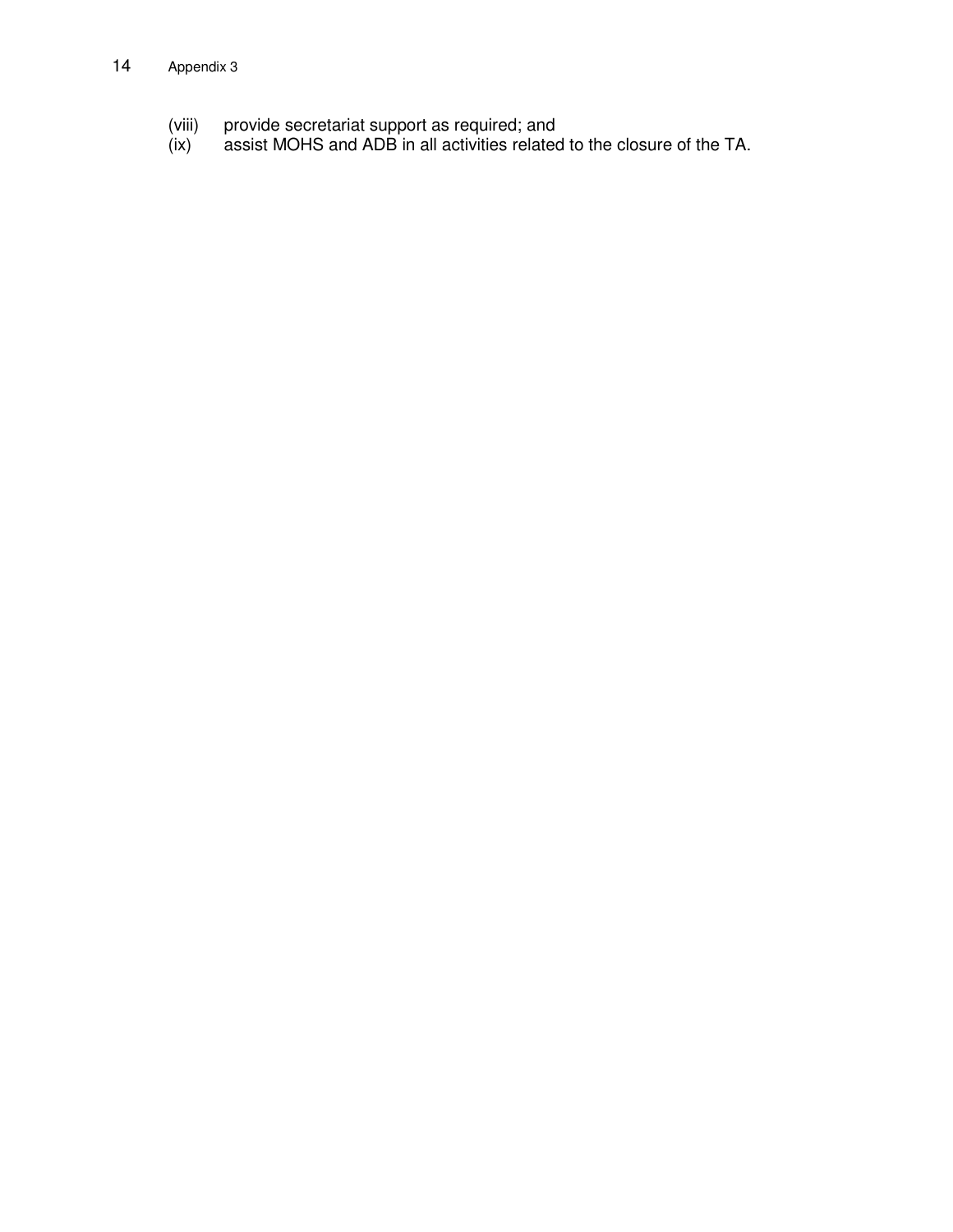(viii) provide secretariat support as required; and

(ix) assist MOHS and ADB in all activities related to the closure of the TA.